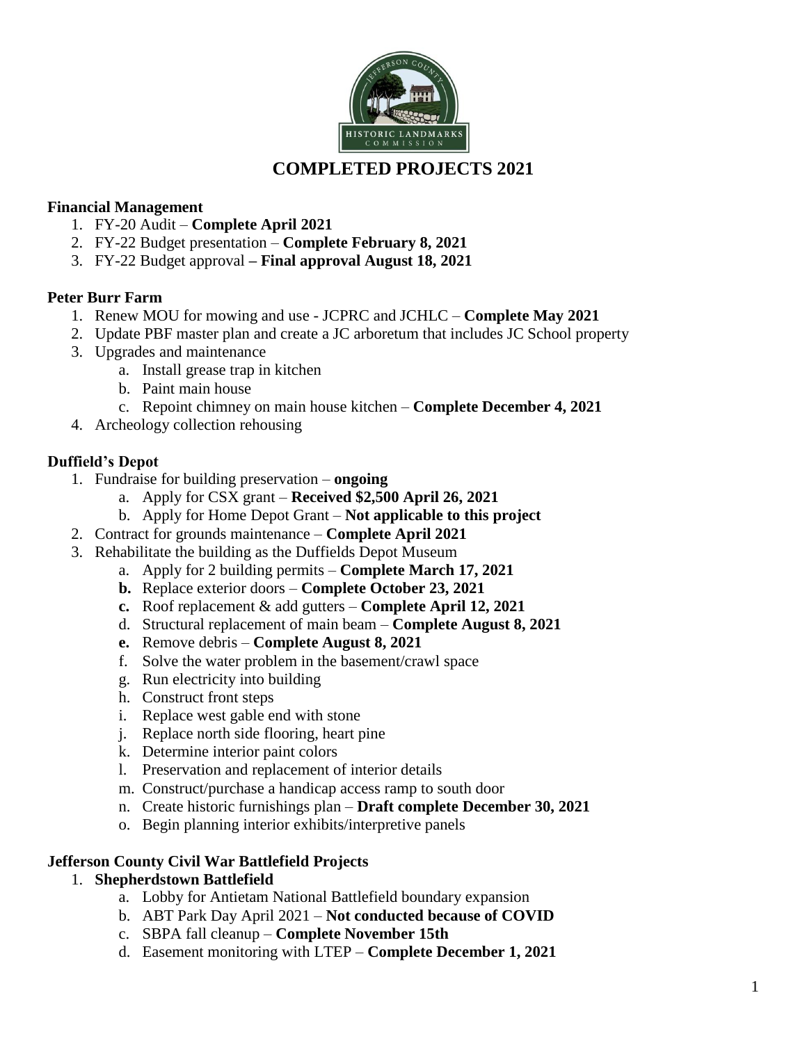# COMPLETED PROJECTS 2021

**Financial Management**

1. FY-20 Audit – **Complete April 2021**
2. FY-22 Budget presentation – **Complete February 8, 2021**
3. FY-22 Budget approval **– Final approval August 18, 2021**

**Peter Burr Farm**

1. Renew MOU for mowing and use - JCPRC and JCHLC – **Complete May 2021**
2. Update PBF master plan and create a JC arboretum that includes JC School property
3. Upgrades and maintenance
   a. Install grease trap in kitchen
   b. Paint main house
   c. Repoint chimney on main house kitchen – **Complete December 4, 2021**
4. Archeology collection rehousing

**Duffield's Depot**

1. Fundraise for building preservation – **ongoing**
   a. Apply for CSX grant – **Received $2,500 April 26, 2021**
   b. Apply for Home Depot Grant – **Not applicable to this project**
2. Contract for grounds maintenance – **Complete April 2021**
3. Rehabilitate the building as the Duffields Depot Museum
   a. Apply for 2 building permits – **Complete March 17, 2021**
   **b.** Replace exterior doors – **Complete October 23, 2021**
   **c.** Roof replacement & add gutters – **Complete April 12, 2021**
   d. Structural replacement of main beam – **Complete August 8, 2021**
   **e.** Remove debris – **Complete August 8, 2021**
   f. Solve the water problem in the basement/crawl space
   g. Run electricity into building
   h. Construct front steps
   i. Replace west gable end with stone
   j. Replace north side flooring, heart pine
   k. Determine interior paint colors
   l. Preservation and replacement of interior details
   m. Construct/purchase a handicap access ramp to south door
   n. Create historic furnishings plan – **Draft complete December 30, 2021**
   o. Begin planning interior exhibits/interpretive panels

**Jefferson County Civil War Battlefield Projects**

1. **Shepherdstown Battlefield**
   a. Lobby for Antietam National Battlefield boundary expansion
   b. ABT Park Day April 2021 – **Not conducted because of COVID**
   c. SBPA fall cleanup – **Complete November 15th**
   d. Easement monitoring with LTEP – **Complete December 1, 2021**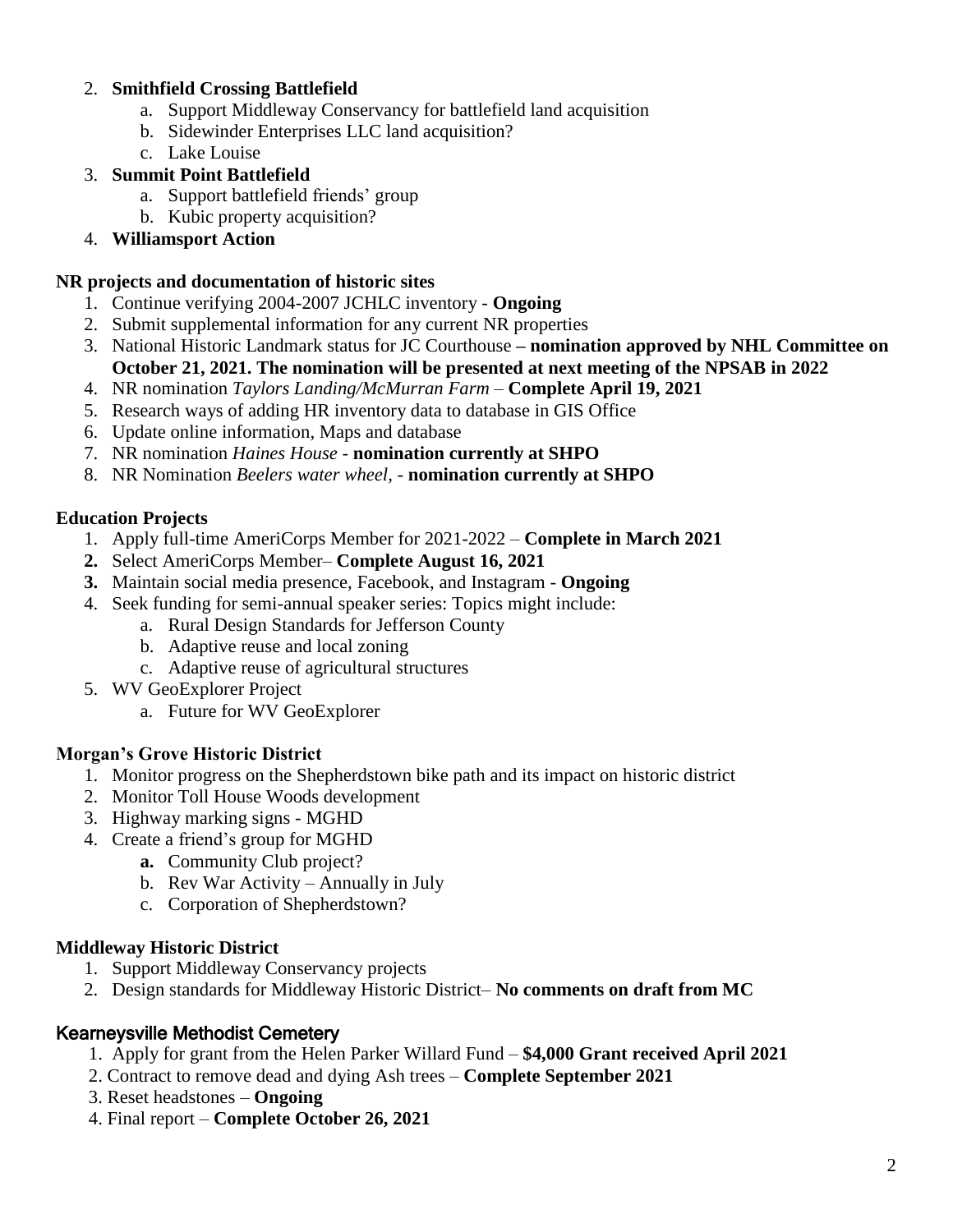2. **Smithfield Crossing Battlefield**
    a. Support Middleway Conservancy for battlefield land acquisition
    b. Sidewinder Enterprises LLC land acquisition?
    c. Lake Louise
3. **Summit Point Battlefield**
    a. Support battlefield friends' group
    b. Kubic property acquisition?
4. **Williamsport Action**

**NR projects and documentation of historic sites**

1. Continue verifying 2004-2007 JCHLC inventory - **Ongoing**
2. Submit supplemental information for any current NR properties
3. National Historic Landmark status for JC Courthouse **– nomination approved by NHL Committee on October 21, 2021. The nomination will be presented at next meeting of the NPSAB in 2022**
4. NR nomination *Taylors Landing/McMurran Farm* – **Complete April 19, 2021**
5. Research ways of adding HR inventory data to database in GIS Office
6. Update online information, Maps and database
7. NR nomination *Haines House* - **nomination currently at SHPO**
8. NR Nomination *Beelers water wheel*, - **nomination currently at SHPO**

**Education Projects**

1. Apply full-time AmeriCorps Member for 2021-2022 – **Complete in March 2021**
2. Select AmeriCorps Member– **Complete August 16, 2021**
3. Maintain social media presence, Facebook, and Instagram - **Ongoing**
4. Seek funding for semi-annual speaker series: Topics might include:
    a. Rural Design Standards for Jefferson County
    b. Adaptive reuse and local zoning
    c. Adaptive reuse of agricultural structures
5. WV GeoExplorer Project
    a. Future for WV GeoExplorer

**Morgan's Grove Historic District**

1. Monitor progress on the Shepherdstown bike path and its impact on historic district
2. Monitor Toll House Woods development
3. Highway marking signs - MGHD
4. Create a friend's group for MGHD
    a. Community Club project?
    b. Rev War Activity – Annually in July
    c. Corporation of Shepherdstown?

**Middleway Historic District**

1. Support Middleway Conservancy projects
2. Design standards for Middleway Historic District– **No comments on draft from MC**

**Kearneysville Methodist Cemetery**

1. Apply for grant from the Helen Parker Willard Fund – **$4,000 Grant received April 2021**
2. Contract to remove dead and dying Ash trees – **Complete September 2021**
3. Reset headstones – **Ongoing**
4. Final report – **Complete October 26, 2021**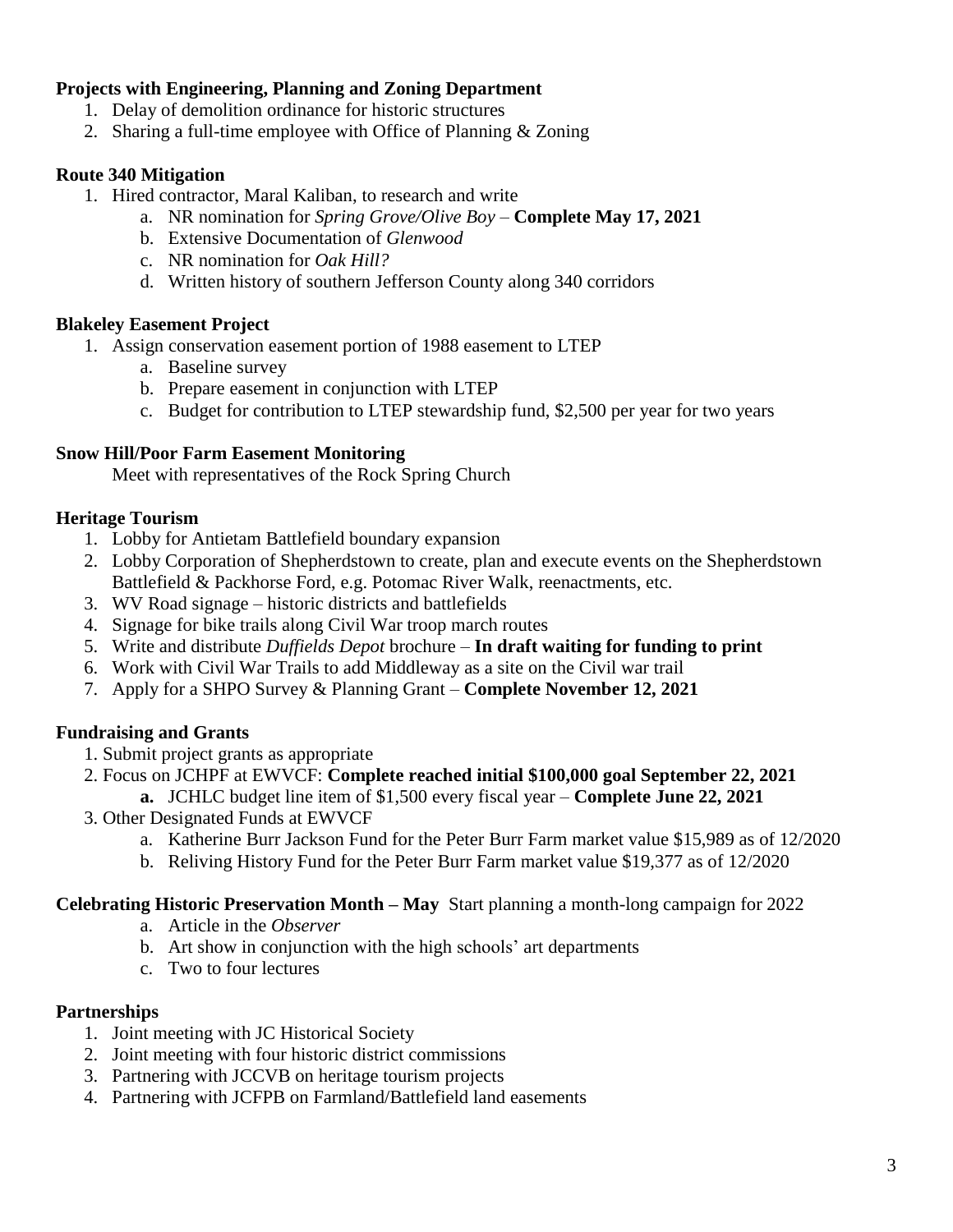**Projects with Engineering, Planning and Zoning Department**

1. Delay of demolition ordinance for historic structures
2. Sharing a full-time employee with Office of Planning & Zoning

**Route 340 Mitigation**

1. Hired contractor, Maral Kaliban, to research and write
    a. NR nomination for *Spring Grove/Olive Boy* – **Complete May 17, 2021**
    b. Extensive Documentation of *Glenwood*
    c. NR nomination for *Oak Hill?*
    d. Written history of southern Jefferson County along 340 corridors

**Blakeley Easement Project**

1. Assign conservation easement portion of 1988 easement to LTEP
    a. Baseline survey
    b. Prepare easement in conjunction with LTEP
    c. Budget for contribution to LTEP stewardship fund, $2,500 per year for two years

**Snow Hill/Poor Farm Easement Monitoring**

Meet with representatives of the Rock Spring Church

**Heritage Tourism**

1. Lobby for Antietam Battlefield boundary expansion
2. Lobby Corporation of Shepherdstown to create, plan and execute events on the Shepherdstown Battlefield & Packhorse Ford, e.g. Potomac River Walk, reenactments, etc.
3. WV Road signage – historic districts and battlefields
4. Signage for bike trails along Civil War troop march routes
5. Write and distribute *Duffields Depot* brochure – **In draft waiting for funding to print**
6. Work with Civil War Trails to add Middleway as a site on the Civil war trail
7. Apply for a SHPO Survey & Planning Grant – **Complete November 12, 2021**

**Fundraising and Grants**

1. Submit project grants as appropriate
2. Focus on JCHPF at EWVCF: **Complete reached initial $100,000 goal September 22, 2021**
    **a.** JCHLC budget line item of $1,500 every fiscal year – **Complete June 22, 2021**
3. Other Designated Funds at EWVCF
    a. Katherine Burr Jackson Fund for the Peter Burr Farm market value $15,989 as of 12/2020
    b. Reliving History Fund for the Peter Burr Farm market value $19,377 as of 12/2020

**Celebrating Historic Preservation Month – May** Start planning a month-long campaign for 2022

a. Article in the *Observer*
b. Art show in conjunction with the high schools' art departments
c. Two to four lectures

**Partnerships**

1. Joint meeting with JC Historical Society
2. Joint meeting with four historic district commissions
3. Partnering with JCCVB on heritage tourism projects
4. Partnering with JCFPB on Farmland/Battlefield land easements